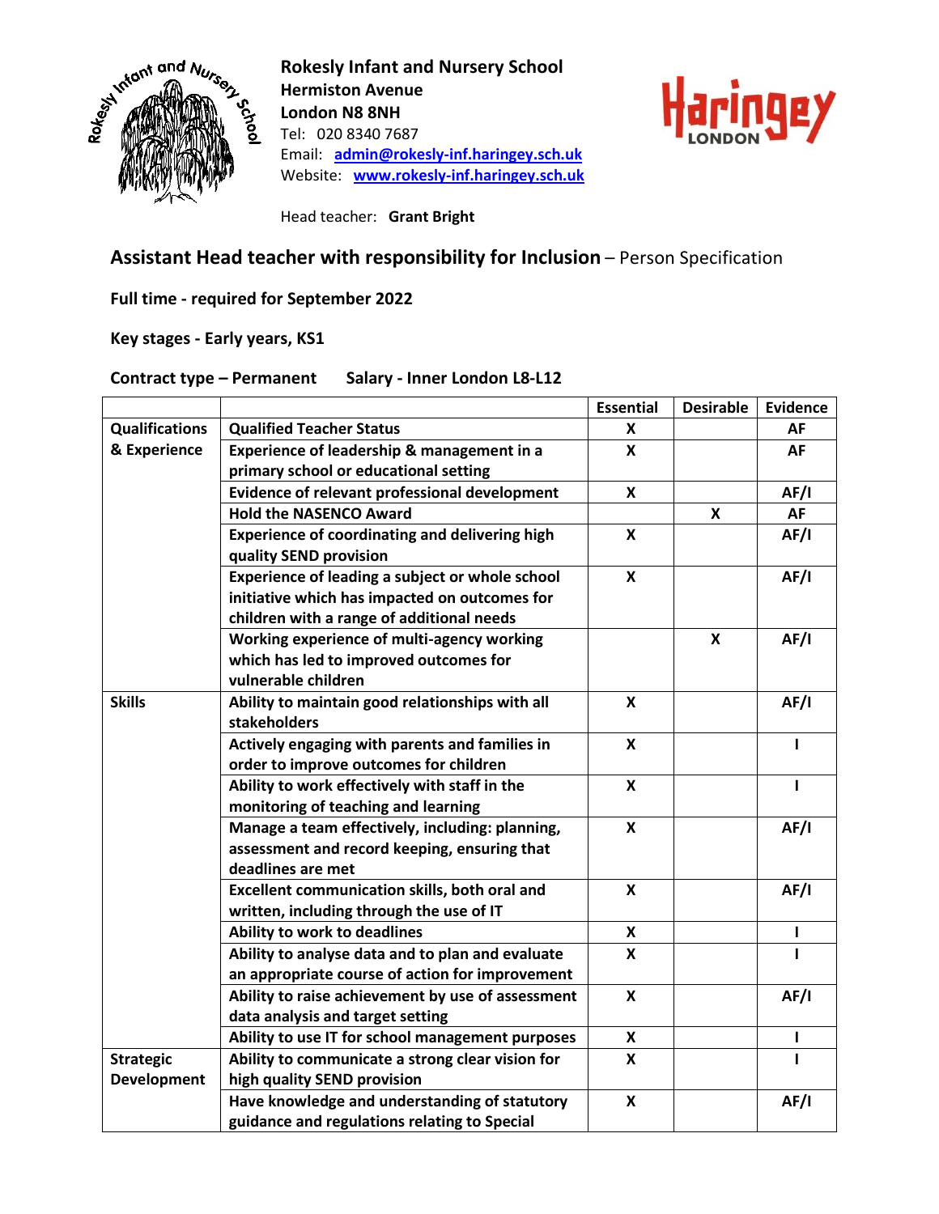**Rokesly Infant and Nursery School**
**Hermiston Avenue**
**London N8 8NH**
Tel: 020 8340 7687
Email: **admin@rokesly-inf.haringey.sch.uk**
Website: **www.rokesly-inf.haringey.sch.uk**

Head teacher: **Grant Bright**

## **Assistant Head teacher with responsibility for Inclusion** – Person Specification

**Full time - required for September 2022**

**Key stages - Early years, KS1**

**Contract type – Permanent** **Salary - Inner London L8-L12**

| | | Essential | Desirable | Evidence |
|---|---|---|---|---|
| **Qualifications & Experience** | Qualified Teacher Status | X | | AF |
| | Experience of leadership & management in a primary school or educational setting | X | | AF |
| | Evidence of relevant professional development | X | | AF/I |
| | Hold the NASENCO Award | | X | AF |
| | Experience of coordinating and delivering high quality SEND provision | X | | AF/I |
| | Experience of leading a subject or whole school initiative which has impacted on outcomes for children with a range of additional needs | X | | AF/I |
| | Working experience of multi-agency working which has led to improved outcomes for vulnerable children | | X | AF/I |
| **Skills** | Ability to maintain good relationships with all stakeholders | X | | AF/I |
| | Actively engaging with parents and families in order to improve outcomes for children | X | | I |
| | Ability to work effectively with staff in the monitoring of teaching and learning | X | | I |
| | Manage a team effectively, including: planning, assessment and record keeping, ensuring that deadlines are met | X | | AF/I |
| | Excellent communication skills, both oral and written, including through the use of IT | X | | AF/I |
| | Ability to work to deadlines | X | | I |
| | Ability to analyse data and to plan and evaluate an appropriate course of action for improvement | X | | I |
| | Ability to raise achievement by use of assessment data analysis and target setting | X | | AF/I |
| | Ability to use IT for school management purposes | X | | I |
| **Strategic Development** | Ability to communicate a strong clear vision for high quality SEND provision | X | | I |
| | Have knowledge and understanding of statutory guidance and regulations relating to Special | X | | AF/I |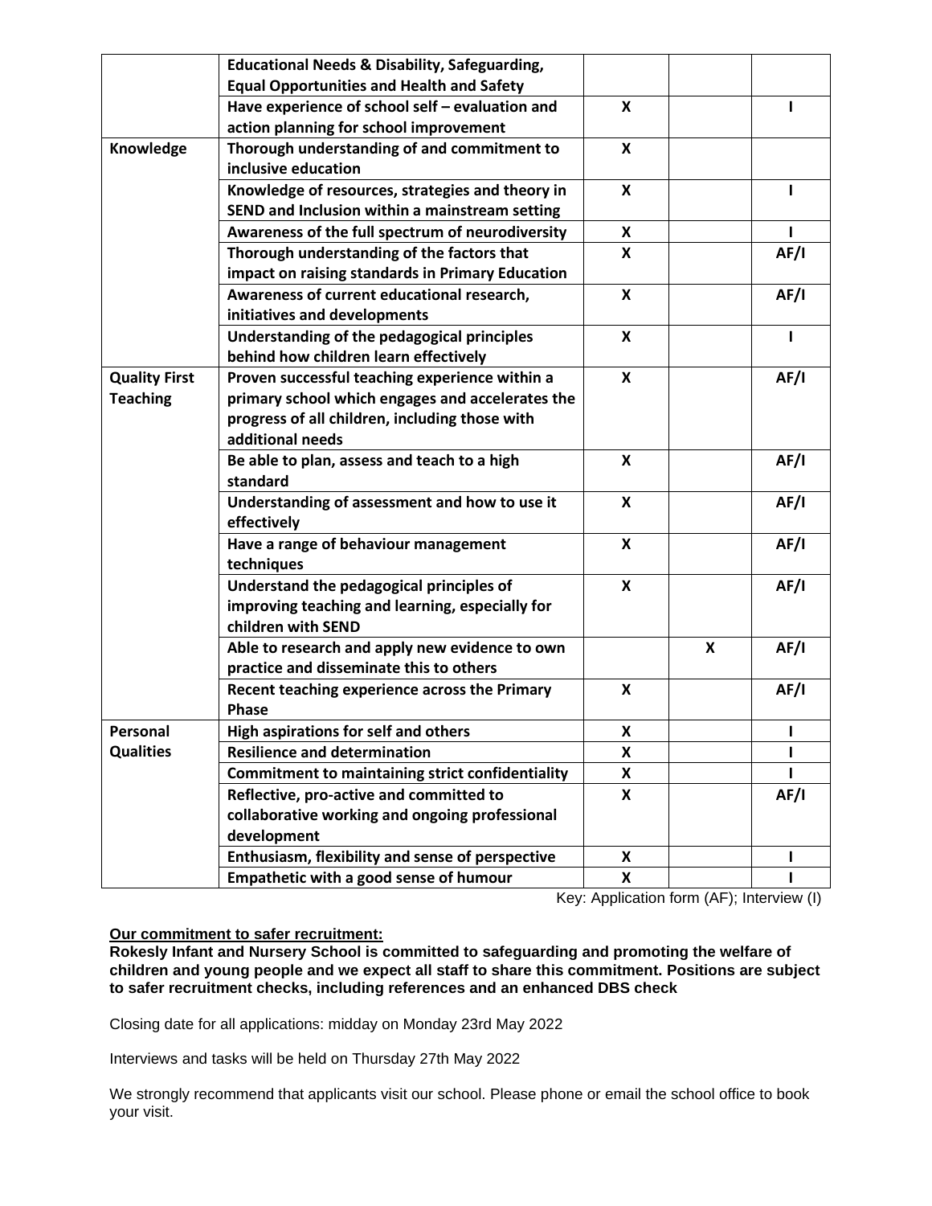| | | | | |
|---|---|---|---|---|
| | **Educational Needs & Disability, Safeguarding, Equal Opportunities and Health and Safety** | | | |
| | **Have experience of school self – evaluation and action planning for school improvement** | **X** | | **I** |
| **Knowledge** | **Thorough understanding of and commitment to inclusive education** | **X** | | |
| | **Knowledge of resources, strategies and theory in SEND and Inclusion within a mainstream setting** | **X** | | **I** |
| | **Awareness of the full spectrum of neurodiversity** | **X** | | **I** |
| | **Thorough understanding of the factors that impact on raising standards in Primary Education** | **X** | | **AF/I** |
| | **Awareness of current educational research, initiatives and developments** | **X** | | **AF/I** |
| | **Understanding of the pedagogical principles behind how children learn effectively** | **X** | | **I** |
| **Quality First Teaching** | **Proven successful teaching experience within a primary school which engages and accelerates the progress of all children, including those with additional needs** | **X** | | **AF/I** |
| | **Be able to plan, assess and teach to a high standard** | **X** | | **AF/I** |
| | **Understanding of assessment and how to use it effectively** | **X** | | **AF/I** |
| | **Have a range of behaviour management techniques** | **X** | | **AF/I** |
| | **Understand the pedagogical principles of improving teaching and learning, especially for children with SEND** | **X** | | **AF/I** |
| | **Able to research and apply new evidence to own practice and disseminate this to others** | | **X** | **AF/I** |
| | **Recent teaching experience across the Primary Phase** | **X** | | **AF/I** |
| **Personal Qualities** | **High aspirations for self and others** | **X** | | **I** |
| | **Resilience and determination** | **X** | | **I** |
| | **Commitment to maintaining strict confidentiality** | **X** | | **I** |
| | **Reflective, pro-active and committed to collaborative working and ongoing professional development** | **X** | | **AF/I** |
| | **Enthusiasm, flexibility and sense of perspective** | **X** | | **I** |
| | **Empathetic with a good sense of humour** | **X** | | **I** |

Key: Application form (AF); Interview (I)

**Our commitment to safer recruitment:**

**Rokesly Infant and Nursery School is committed to safeguarding and promoting the welfare of children and young people and we expect all staff to share this commitment. Positions are subject to safer recruitment checks, including references and an enhanced DBS check**

Closing date for all applications: midday on Monday 23rd May 2022

Interviews and tasks will be held on Thursday 27th May 2022

We strongly recommend that applicants visit our school. Please phone or email the school office to book your visit.